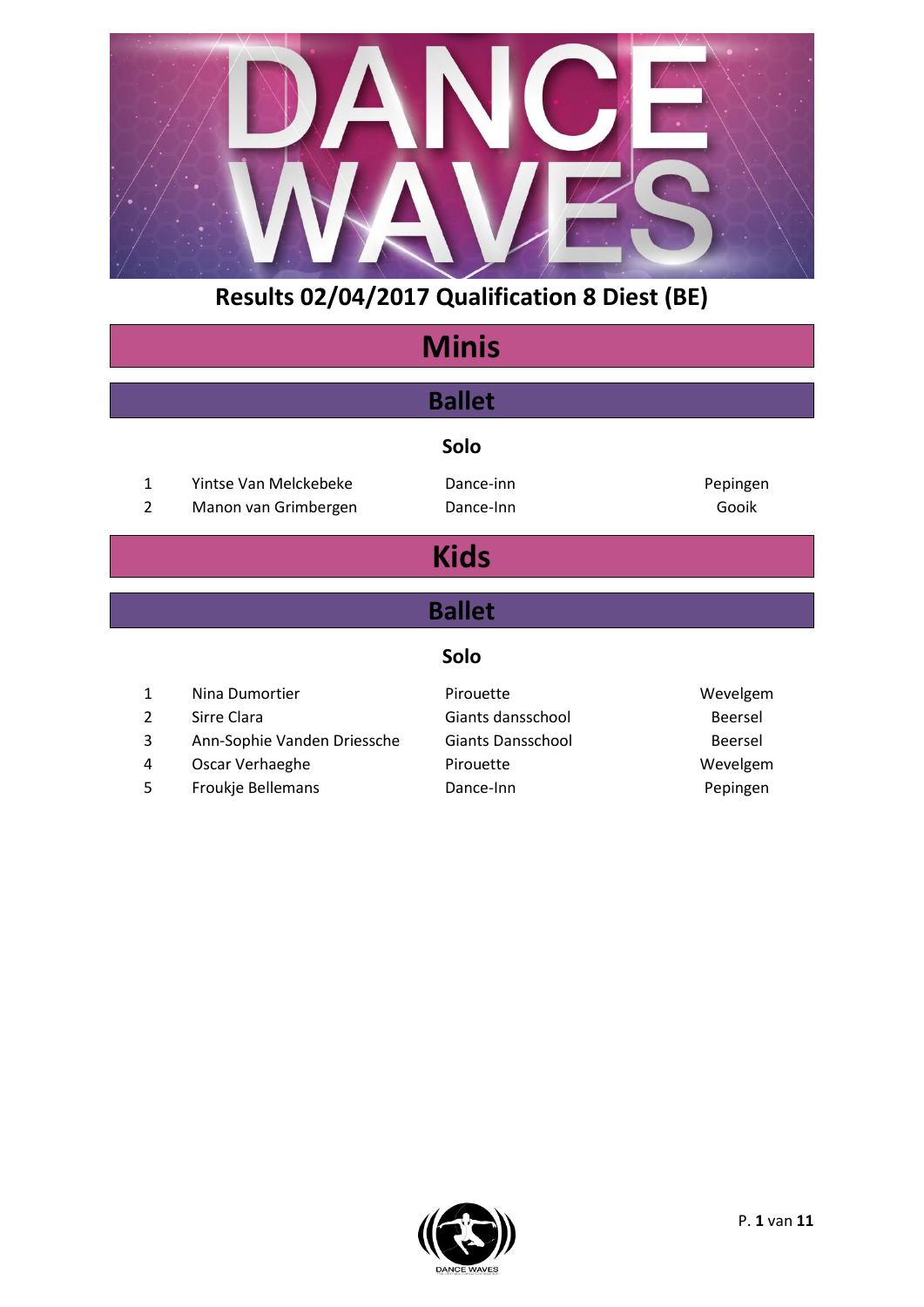# Results 02/04/2017 Qualification 8 Diest (BE)

## Minis

### Ballet

#### Solo

| | | | |
|---|---|---|---|
| 1 | Yintse Van Melckebeke | Dance-inn | Pepingen |
| 2 | Manon van Grimbergen | Dance-Inn | Gooik |

## Kids

### Ballet

#### Solo

| | | | |
|---|---|---|---|
| 1 | Nina Dumortier | Pirouette | Wevelgem |
| 2 | Sirre Clara | Giants dansschool | Beersel |
| 3 | Ann-Sophie Vanden Driessche | Giants Dansschool | Beersel |
| 4 | Oscar Verhaeghe | Pirouette | Wevelgem |
| 5 | Froukje Bellemans | Dance-Inn | Pepingen |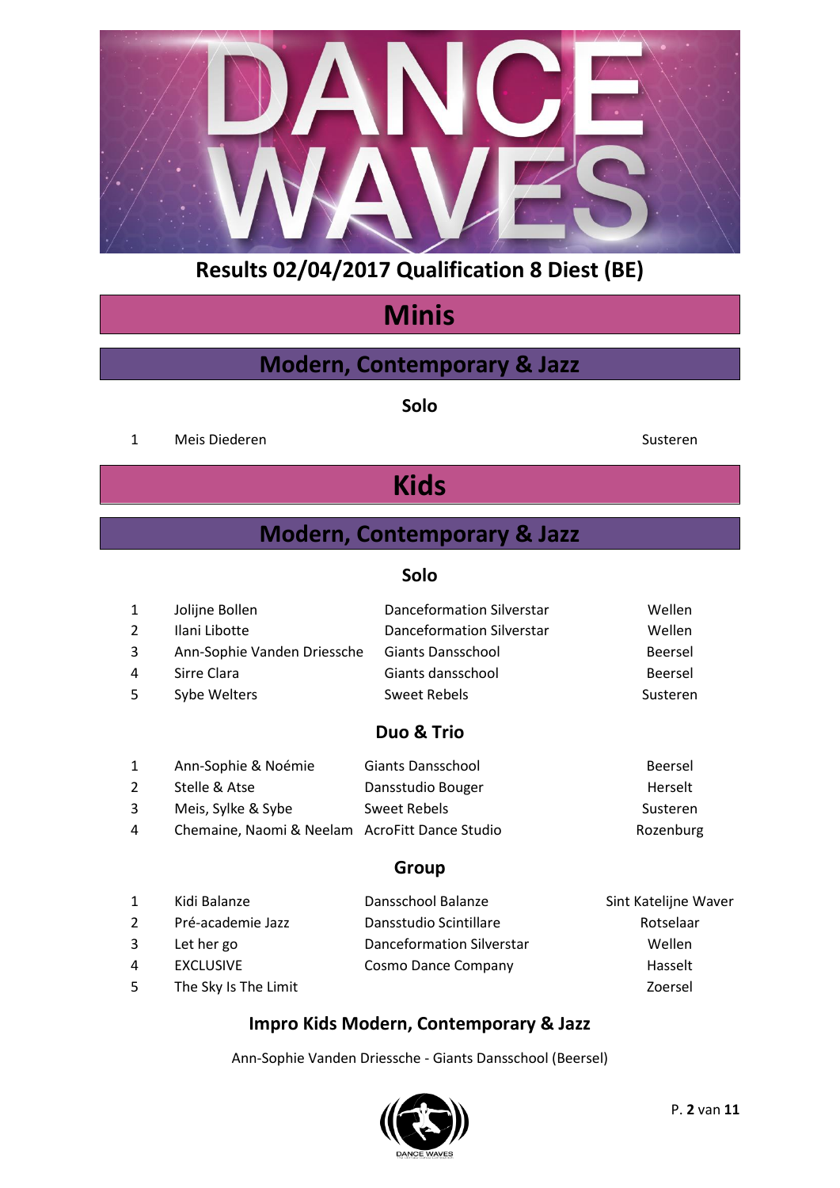# Results 02/04/2017 Qualification 8 Diest (BE)

## Minis

### Modern, Contemporary & Jazz

#### Solo

| | | |
|---|---|---|
| 1 | Meis Diederen | Susteren |

## Kids

### Modern, Contemporary & Jazz

#### Solo

| | | | |
|---|---|---|---|
| 1 | Jolijne Bollen | Danceformation Silverstar | Wellen |
| 2 | Ilani Libotte | Danceformation Silverstar | Wellen |
| 3 | Ann-Sophie Vanden Driessche | Giants Dansschool | Beersel |
| 4 | Sirre Clara | Giants dansschool | Beersel |
| 5 | Sybe Welters | Sweet Rebels | Susteren |

#### Duo & Trio

| | | | |
|---|---|---|---|
| 1 | Ann-Sophie & Noémie | Giants Dansschool | Beersel |
| 2 | Stelle & Atse | Dansstudio Bouger | Herselt |
| 3 | Meis, Sylke & Sybe | Sweet Rebels | Susteren |
| 4 | Chemaine, Naomi & Neelam | AcroFitt Dance Studio | Rozenburg |

#### Group

| | | | |
|---|---|---|---|
| 1 | Kidi Balanze | Dansschool Balanze | Sint Katelijne Waver |
| 2 | Pré-academie Jazz | Dansstudio Scintillare | Rotselaar |
| 3 | Let her go | Danceformation Silverstar | Wellen |
| 4 | EXCLUSIVE | Cosmo Dance Company | Hasselt |
| 5 | The Sky Is The Limit | | Zoersel |

#### Impro Kids Modern, Contemporary & Jazz

Ann-Sophie Vanden Driessche - Giants Dansschool (Beersel)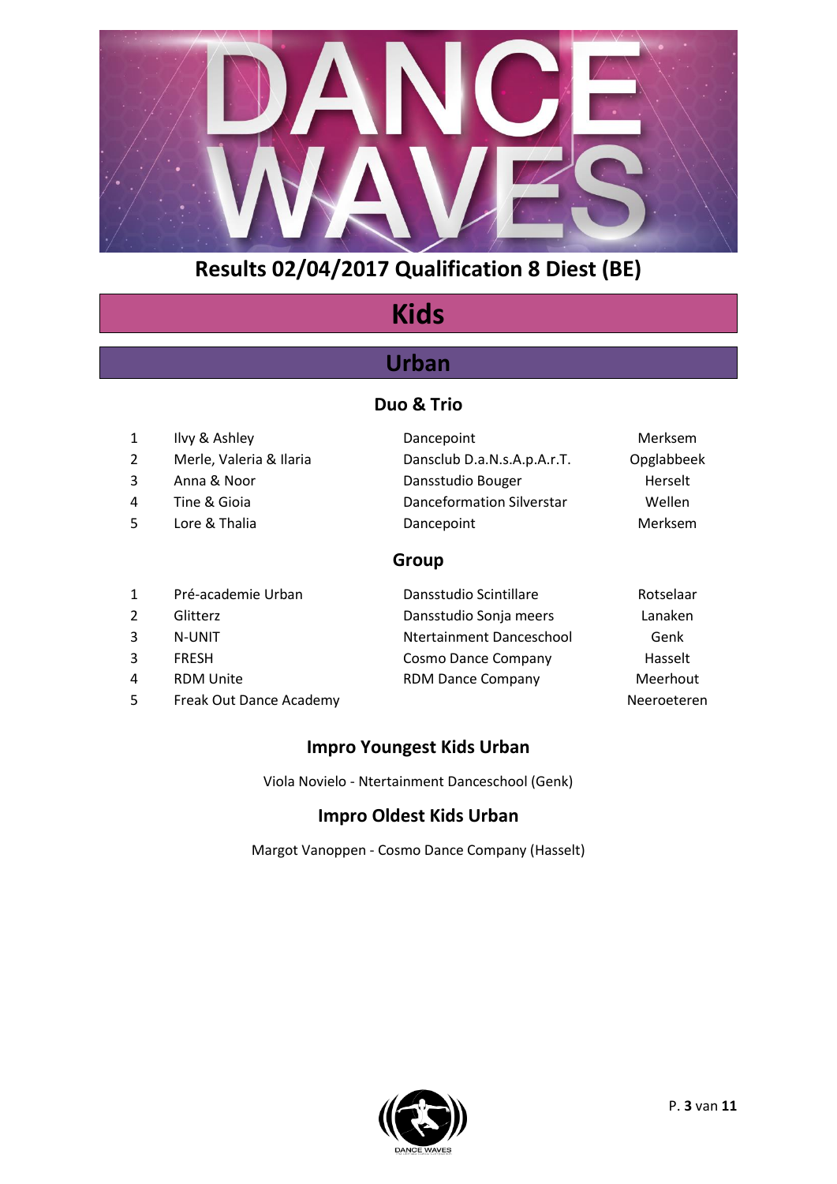# Results 02/04/2017 Qualification 8 Diest (BE)

## Kids

## Urban

### Duo & Trio

| | | | |
|---|---|---|---|
| 1 | Ilvy & Ashley | Dancepoint | Merksem |
| 2 | Merle, Valeria & Ilaria | Dansclub D.a.N.s.A.p.A.r.T. | Opglabbeek |
| 3 | Anna & Noor | Dansstudio Bouger | Herselt |
| 4 | Tine & Gioia | Danceformation Silverstar | Wellen |
| 5 | Lore & Thalia | Dancepoint | Merksem |

### Group

| | | | |
|---|---|---|---|
| 1 | Pré-academie Urban | Dansstudio Scintillare | Rotselaar |
| 2 | Glitterz | Dansstudio Sonja meers | Lanaken |
| 3 | N-UNIT | Ntertainment Danceschool | Genk |
| 3 | FRESH | Cosmo Dance Company | Hasselt |
| 4 | RDM Unite | RDM Dance Company | Meerhout |
| 5 | Freak Out Dance Academy | | Neeroeteren |

### Impro Youngest Kids Urban

Viola Novielo - Ntertainment Danceschool (Genk)

### Impro Oldest Kids Urban

Margot Vanoppen - Cosmo Dance Company (Hasselt)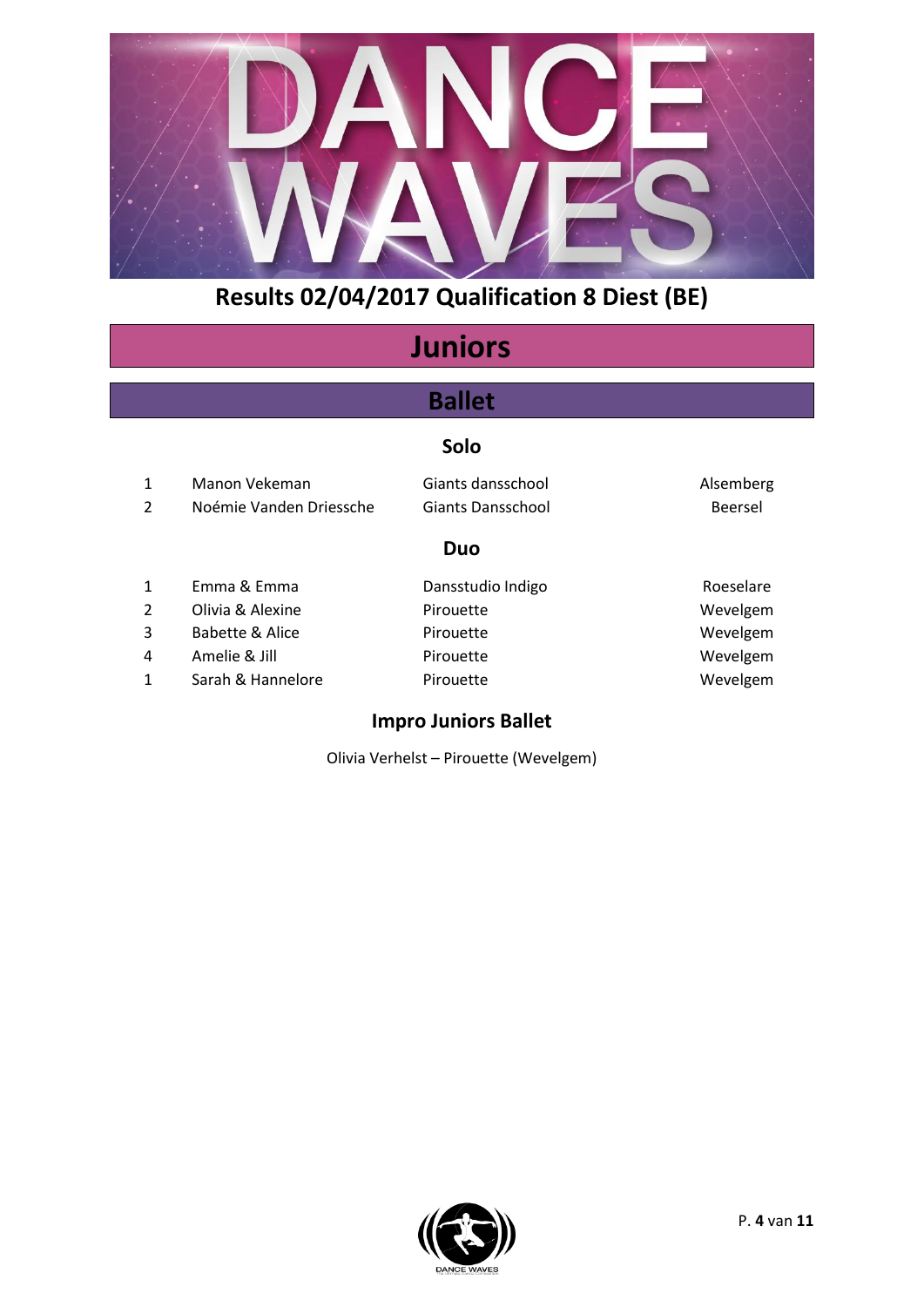# Results 02/04/2017 Qualification 8 Diest (BE)

## Juniors

### Ballet

#### Solo

| | | | |
|---|---|---|---|
| 1 | Manon Vekeman | Giants dansschool | Alsemberg |
| 2 | Noémie Vanden Driessche | Giants Dansschool | Beersel |

#### Duo

| | | | |
|---|---|---|---|
| 1 | Emma & Emma | Dansstudio Indigo | Roeselare |
| 2 | Olivia & Alexine | Pirouette | Wevelgem |
| 3 | Babette & Alice | Pirouette | Wevelgem |
| 4 | Amelie & Jill | Pirouette | Wevelgem |
| 1 | Sarah & Hannelore | Pirouette | Wevelgem |

#### Impro Juniors Ballet

Olivia Verhelst – Pirouette (Wevelgem)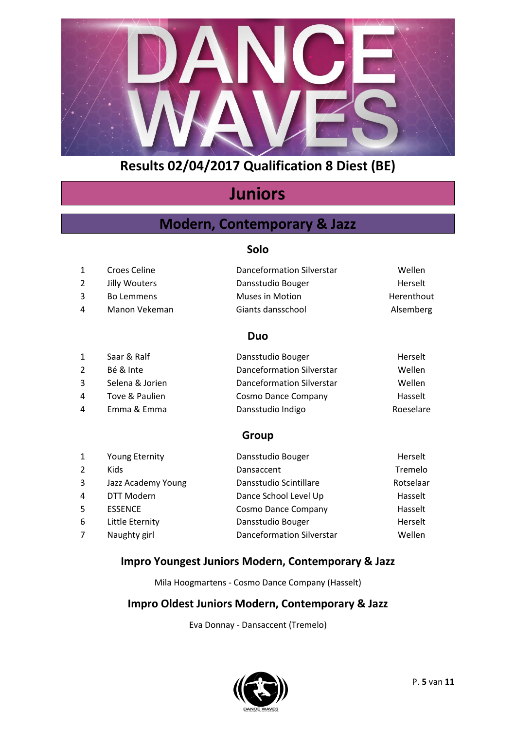# Results 02/04/2017 Qualification 8 Diest (BE)

## Juniors

## Modern, Contemporary & Jazz

### Solo

| | | | |
|---|---|---|---|
| 1 | Croes Celine | Danceformation Silverstar | Wellen |
| 2 | Jilly Wouters | Dansstudio Bouger | Herselt |
| 3 | Bo Lemmens | Muses in Motion | Herenthout |
| 4 | Manon Vekeman | Giants dansschool | Alsemberg |

### Duo

| | | | |
|---|---|---|---|
| 1 | Saar & Ralf | Dansstudio Bouger | Herselt |
| 2 | Bé & Inte | Danceformation Silverstar | Wellen |
| 3 | Selena & Jorien | Danceformation Silverstar | Wellen |
| 4 | Tove & Paulien | Cosmo Dance Company | Hasselt |
| 4 | Emma & Emma | Dansstudio Indigo | Roeselare |

### Group

| | | | |
|---|---|---|---|
| 1 | Young Eternity | Dansstudio Bouger | Herselt |
| 2 | Kids | Dansaccent | Tremelo |
| 3 | Jazz Academy Young | Dansstudio Scintillare | Rotselaar |
| 4 | DTT Modern | Dance School Level Up | Hasselt |
| 5 | ESSENCE | Cosmo Dance Company | Hasselt |
| 6 | Little Eternity | Dansstudio Bouger | Herselt |
| 7 | Naughty girl | Danceformation Silverstar | Wellen |

### Impro Youngest Juniors Modern, Contemporary & Jazz

Mila Hoogmartens - Cosmo Dance Company (Hasselt)

### Impro Oldest Juniors Modern, Contemporary & Jazz

Eva Donnay - Dansaccent (Tremelo)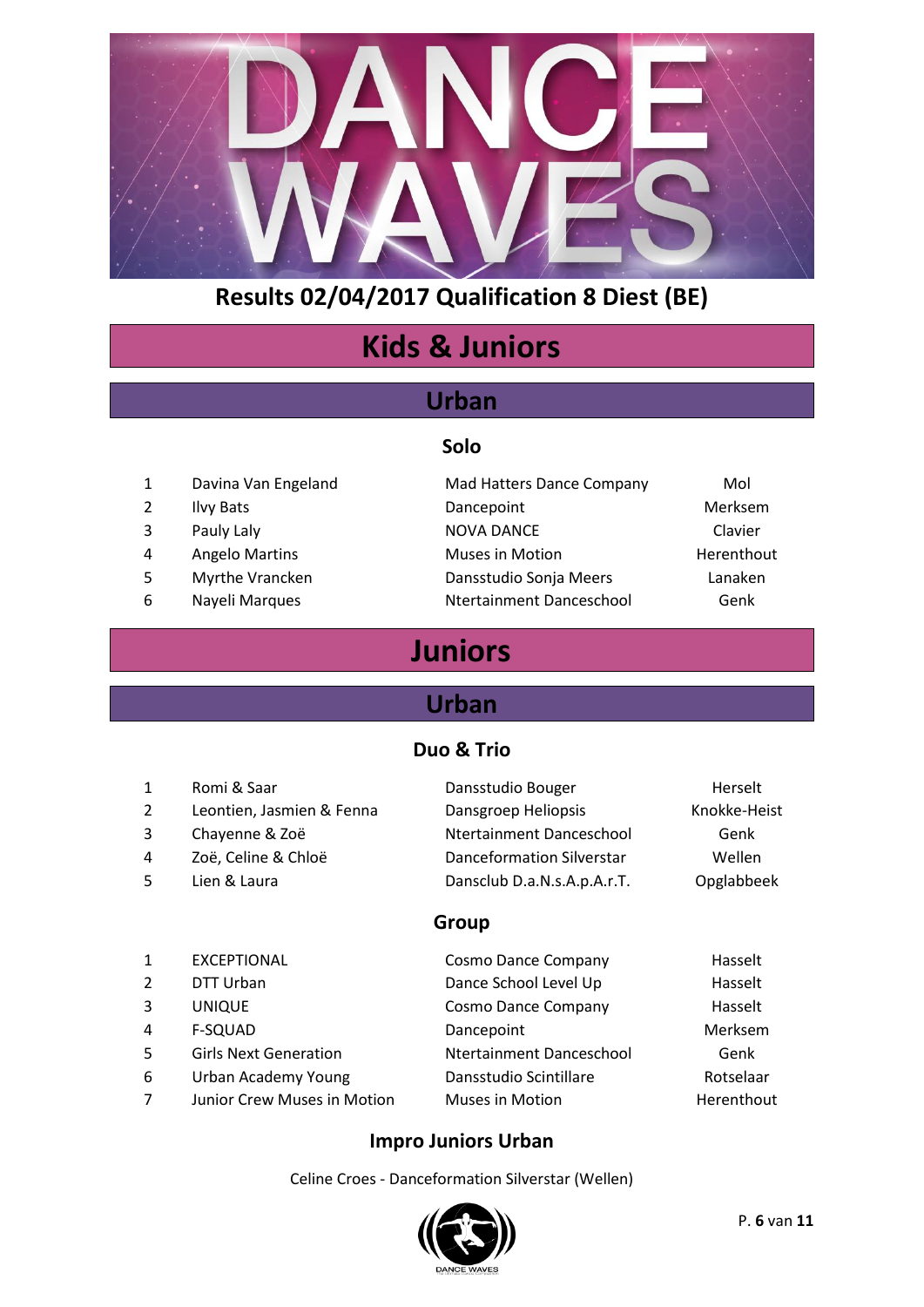# DANCE WAVES

## Results 02/04/2017 Qualification 8 Diest (BE)

# Kids & Juniors

## Urban

### Solo

| | | | |
|---|---|---|---|
| 1 | Davina Van Engeland | Mad Hatters Dance Company | Mol |
| 2 | Ilvy Bats | Dancepoint | Merksem |
| 3 | Pauly Laly | NOVA DANCE | Clavier |
| 4 | Angelo Martins | Muses in Motion | Herenthout |
| 5 | Myrthe Vrancken | Dansstudio Sonja Meers | Lanaken |
| 6 | Nayeli Marques | Ntertainment Danceschool | Genk |

# Juniors

## Urban

### Duo & Trio

| | | | |
|---|---|---|---|
| 1 | Romi & Saar | Dansstudio Bouger | Herselt |
| 2 | Leontien, Jasmien & Fenna | Dansgroep Heliopsis | Knokke-Heist |
| 3 | Chayenne & Zoë | Ntertainment Danceschool | Genk |
| 4 | Zoë, Celine & Chloë | Danceformation Silverstar | Wellen |
| 5 | Lien & Laura | Dansclub D.a.N.s.A.p.A.r.T. | Opglabbeek |

### Group

| | | | |
|---|---|---|---|
| 1 | EXCEPTIONAL | Cosmo Dance Company | Hasselt |
| 2 | DTT Urban | Dance School Level Up | Hasselt |
| 3 | UNIQUE | Cosmo Dance Company | Hasselt |
| 4 | F-SQUAD | Dancepoint | Merksem |
| 5 | Girls Next Generation | Ntertainment Danceschool | Genk |
| 6 | Urban Academy Young | Dansstudio Scintillare | Rotselaar |
| 7 | Junior Crew Muses in Motion | Muses in Motion | Herenthout |

### Impro Juniors Urban

Celine Croes - Danceformation Silverstar (Wellen)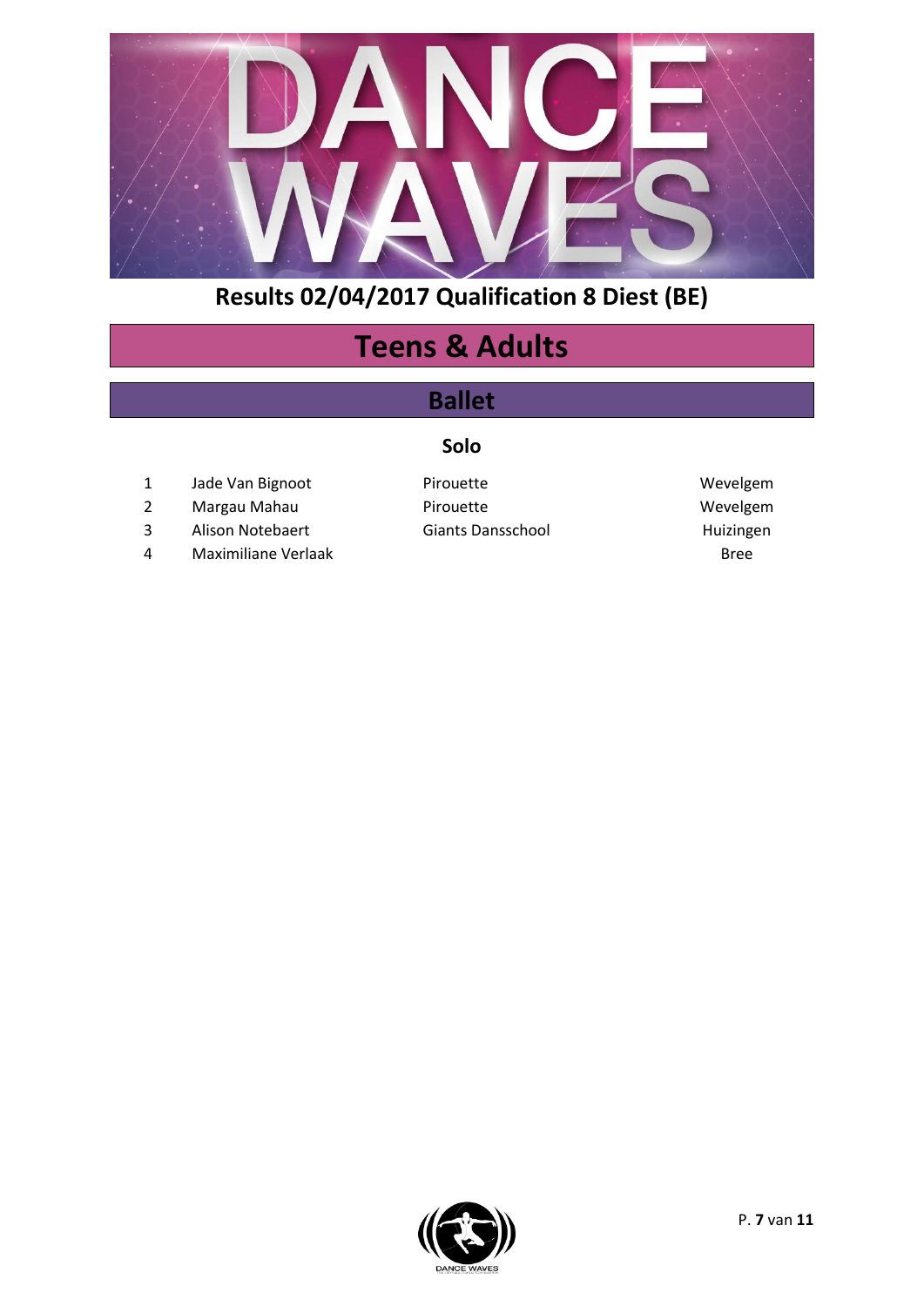# Results 02/04/2017 Qualification 8 Diest (BE)

## Teens & Adults

### Ballet

#### Solo

| | | | |
|---|---|---|---|
| 1 | Jade Van Bignoot | Pirouette | Wevelgem |
| 2 | Margau Mahau | Pirouette | Wevelgem |
| 3 | Alison Notebaert | Giants Dansschool | Huizingen |
| 4 | Maximiliane Verlaak | | Bree |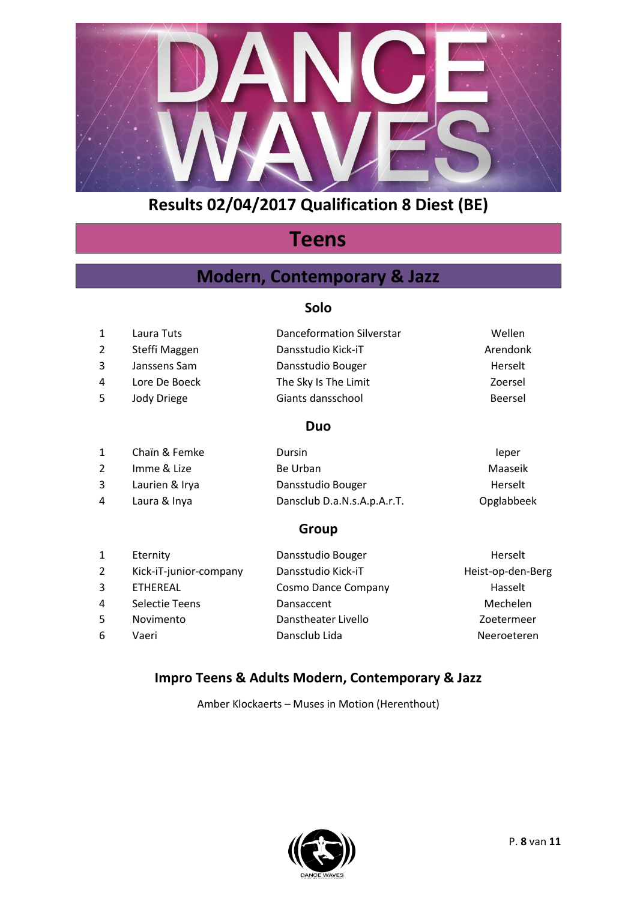# Results 02/04/2017 Qualification 8 Diest (BE)

## Teens

## Modern, Contemporary & Jazz

### Solo

| | | | |
|---|---|---|---|
| 1 | Laura Tuts | Danceformation Silverstar | Wellen |
| 2 | Steffi Maggen | Dansstudio Kick-iT | Arendonk |
| 3 | Janssens Sam | Dansstudio Bouger | Herselt |
| 4 | Lore De Boeck | The Sky Is The Limit | Zoersel |
| 5 | Jody Driege | Giants dansschool | Beersel |

### Duo

| | | | |
|---|---|---|---|
| 1 | Chaïn & Femke | Dursin | Ieper |
| 2 | Imme & Lize | Be Urban | Maaseik |
| 3 | Laurien & Irya | Dansstudio Bouger | Herselt |
| 4 | Laura & Inya | Dansclub D.a.N.s.A.p.A.r.T. | Opglabbeek |

### Group

| | | | |
|---|---|---|---|
| 1 | Eternity | Dansstudio Bouger | Herselt |
| 2 | Kick-iT-junior-company | Dansstudio Kick-iT | Heist-op-den-Berg |
| 3 | ETHEREAL | Cosmo Dance Company | Hasselt |
| 4 | Selectie Teens | Dansaccent | Mechelen |
| 5 | Novimento | Danstheater Livello | Zoetermeer |
| 6 | Vaeri | Dansclub Lida | Neeroeteren |

### Impro Teens & Adults Modern, Contemporary & Jazz

Amber Klockaerts – Muses in Motion (Herenthout)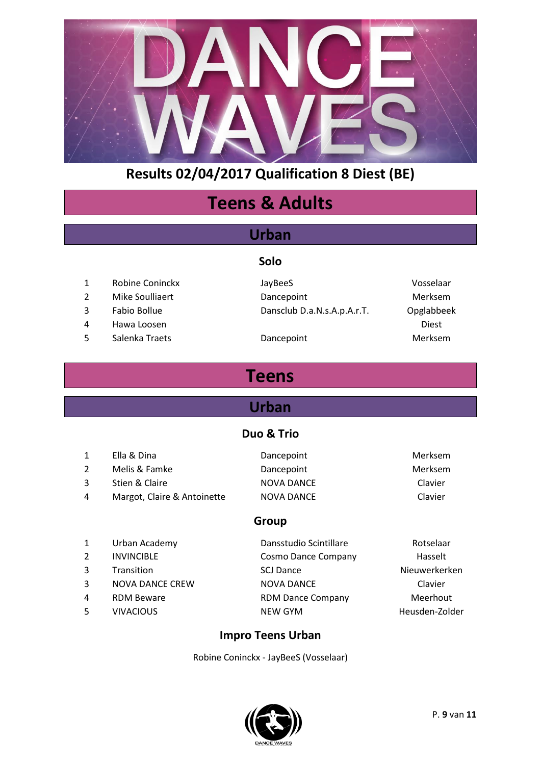# Results 02/04/2017 Qualification 8 Diest (BE)

## Teens & Adults

### Urban

#### Solo

| | | | |
|---|---|---|---|
| 1 | Robine Coninckx | JayBeeS | Vosselaar |
| 2 | Mike Soulliaert | Dancepoint | Merksem |
| 3 | Fabio Bollue | Dansclub D.a.N.s.A.p.A.r.T. | Opglabbeek |
| 4 | Hawa Loosen | | Diest |
| 5 | Salenka Traets | Dancepoint | Merksem |

## Teens

### Urban

#### Duo & Trio

| | | | |
|---|---|---|---|
| 1 | Ella & Dina | Dancepoint | Merksem |
| 2 | Melis & Famke | Dancepoint | Merksem |
| 3 | Stien & Claire | NOVA DANCE | Clavier |
| 4 | Margot, Claire & Antoinette | NOVA DANCE | Clavier |

#### Group

| | | | |
|---|---|---|---|
| 1 | Urban Academy | Dansstudio Scintillare | Rotselaar |
| 2 | INVINCIBLE | Cosmo Dance Company | Hasselt |
| 3 | Transition | SCJ Dance | Nieuwerkerken |
| 3 | NOVA DANCE CREW | NOVA DANCE | Clavier |
| 4 | RDM Beware | RDM Dance Company | Meerhout |
| 5 | VIVACIOUS | NEW GYM | Heusden-Zolder |

#### Impro Teens Urban

Robine Coninckx - JayBeeS (Vosselaar)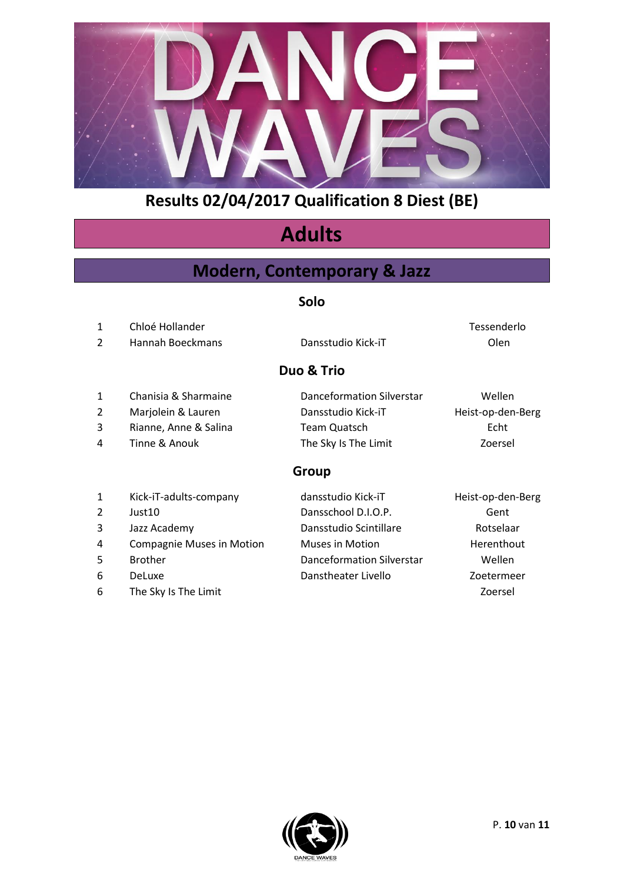# Results 02/04/2017 Qualification 8 Diest (BE)

## Adults

## Modern, Contemporary & Jazz

### Solo

| | | | |
|---|---|---|---|
| 1 | Chloé Hollander | | Tessenderlo |
| 2 | Hannah Boeckmans | Dansstudio Kick-iT | Olen |

### Duo & Trio

| | | | |
|---|---|---|---|
| 1 | Chanisia & Sharmaine | Danceformation Silverstar | Wellen |
| 2 | Marjolein & Lauren | Dansstudio Kick-iT | Heist-op-den-Berg |
| 3 | Rianne, Anne & Salina | Team Quatsch | Echt |
| 4 | Tinne & Anouk | The Sky Is The Limit | Zoersel |

### Group

| | | | |
|---|---|---|---|
| 1 | Kick-iT-adults-company | dansstudio Kick-iT | Heist-op-den-Berg |
| 2 | Just10 | Dansschool D.I.O.P. | Gent |
| 3 | Jazz Academy | Dansstudio Scintillare | Rotselaar |
| 4 | Compagnie Muses in Motion | Muses in Motion | Herenthout |
| 5 | Brother | Danceformation Silverstar | Wellen |
| 6 | DeLuxe | Danstheater Livello | Zoetermeer |
| 6 | The Sky Is The Limit | | Zoersel |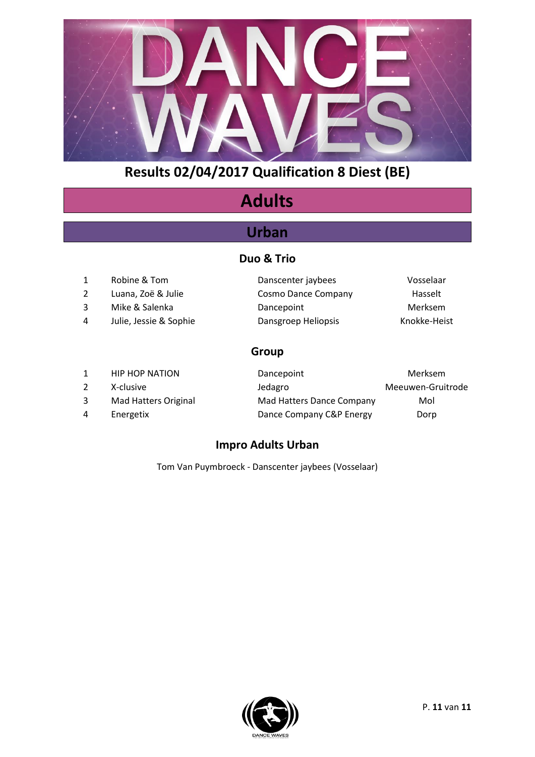# Results 02/04/2017 Qualification 8 Diest (BE)

## Adults

## Urban

### Duo & Trio

| | | | |
|---|---|---|---|
| 1 | Robine & Tom | Danscenter jaybees | Vosselaar |
| 2 | Luana, Zoë & Julie | Cosmo Dance Company | Hasselt |
| 3 | Mike & Salenka | Dancepoint | Merksem |
| 4 | Julie, Jessie & Sophie | Dansgroep Heliopsis | Knokke-Heist |

### Group

| | | | |
|---|---|---|---|
| 1 | HIP HOP NATION | Dancepoint | Merksem |
| 2 | X-clusive | Jedagro | Meeuwen-Gruitrode |
| 3 | Mad Hatters Original | Mad Hatters Dance Company | Mol |
| 4 | Energetix | Dance Company C&P Energy | Dorp |

### Impro Adults Urban

Tom Van Puymbroeck - Danscenter jaybees (Vosselaar)